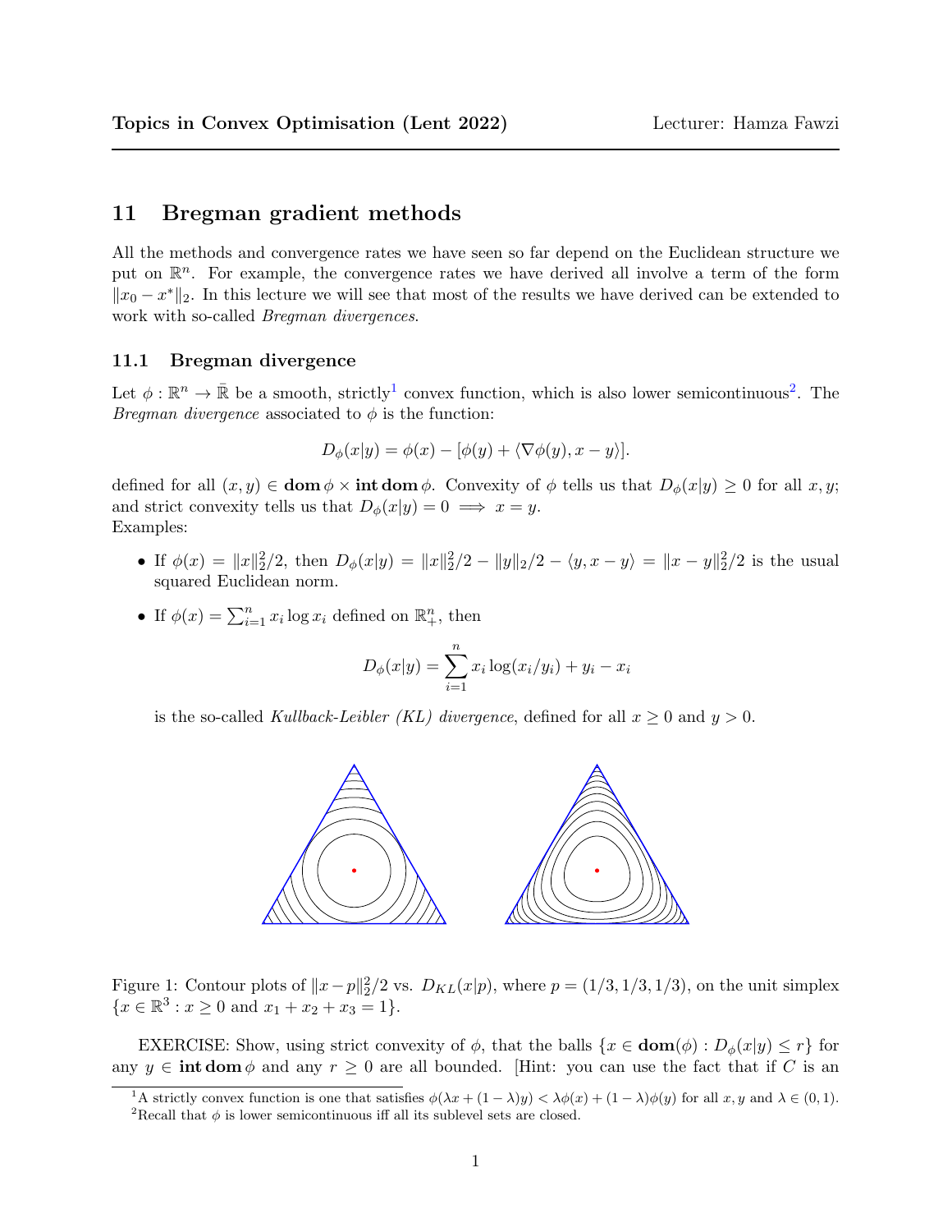## 11 Bregman gradient methods

All the methods and convergence rates we have seen so far depend on the Euclidean structure we put on $\mathbb{R}^n$. For example, the convergence rates we have derived all involve a term of the form $\|x_0 - x^*\|_2$. In this lecture we will see that most of the results we have derived can be extended to work with so-called *Bregman divergences*.

### 11.1 Bregman divergence

Let $\phi : \mathbb{R}^n \to \bar{\mathbb{R}}$ be a smooth, strictly[1] convex function, which is also lower semicontinuous[2]. The *Bregman divergence* associated to $\phi$ is the function:

$$D_\phi(x|y) = \phi(x) - [\phi(y) + \langle \nabla \phi(y), x - y \rangle].$$

defined for all $(x, y) \in \mathbf{dom}\,\phi \times \mathbf{int}\,\mathbf{dom}\,\phi$. Convexity of $\phi$ tells us that $D_\phi(x|y) \geq 0$ for all $x, y$; and strict convexity tells us that $D_\phi(x|y) = 0 \implies x = y$.
Examples:

- If $\phi(x) = \|x\|_2^2/2$, then $D_\phi(x|y) = \|x\|_2^2/2 - \|y\|_2/2 - \langle y, x - y \rangle = \|x - y\|_2^2/2$ is the usual squared Euclidean norm.
- If $\phi(x) = \sum_{i=1}^n x_i \log x_i$ defined on $\mathbb{R}_+^n$, then

$$D_\phi(x|y) = \sum_{i=1}^n x_i \log(x_i/y_i) + y_i - x_i$$

  is the so-called *Kullback-Leibler (KL) divergence*, defined for all $x \geq 0$ and $y > 0$.

Figure 1: Contour plots of $\|x - p\|_2^2/2$ vs. $D_{KL}(x|p)$, where $p = (1/3, 1/3, 1/3)$, on the unit simplex $\{x \in \mathbb{R}^3 : x \geq 0 \text{ and } x_1 + x_2 + x_3 = 1\}$.

EXERCISE: Show, using strict convexity of $\phi$, that the balls $\{x \in \mathbf{dom}(\phi) : D_\phi(x|y) \leq r\}$ for any $y \in \mathbf{int}\,\mathbf{dom}\,\phi$ and any $r \geq 0$ are all bounded. [Hint: you can use the fact that if $C$ is an

[1] A strictly convex function is one that satisfies $\phi(\lambda x + (1 - \lambda)y) < \lambda\phi(x) + (1 - \lambda)\phi(y)$ for all $x, y$ and $\lambda \in (0, 1)$.

[2] Recall that $\phi$ is lower semicontinuous iff all its sublevel sets are closed.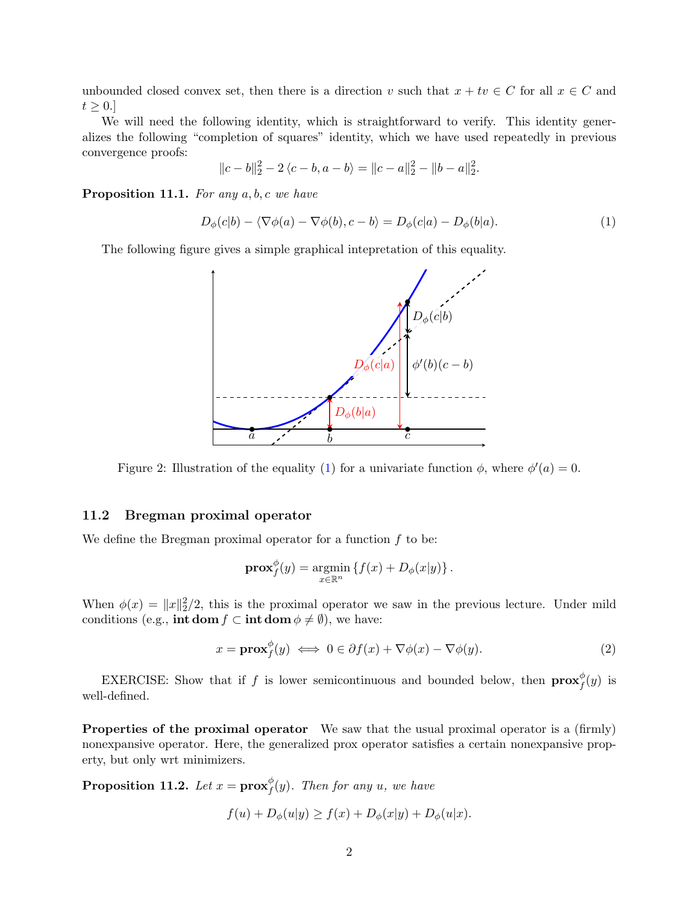unbounded closed convex set, then there is a direction $v$ such that $x + tv \in C$ for all $x \in C$ and $t \geq 0$.]

We will need the following identity, which is straightforward to verify. This identity generalizes the following "completion of squares" identity, which we have used repeatedly in previous convergence proofs:

$$\|c - b\|_2^2 - 2\langle c - b, a - b\rangle = \|c - a\|_2^2 - \|b - a\|_2^2.$$

**Proposition 11.1.** *For any $a, b, c$ we have*

$$D_\phi(c|b) - \langle \nabla\phi(a) - \nabla\phi(b), c - b\rangle = D_\phi(c|a) - D_\phi(b|a). \tag{1}$$

The following figure gives a simple graphical intepretation of this equality.

Figure 2: Illustration of the equality (1) for a univariate function $\phi$, where $\phi'(a) = 0$.

### 11.2 Bregman proximal operator

We define the Bregman proximal operator for a function $f$ to be:

$$\mathbf{prox}_f^\phi(y) = \underset{x \in \mathbb{R}^n}{\operatorname{argmin}} \{f(x) + D_\phi(x|y)\}.$$

When $\phi(x) = \|x\|_2^2/2$, this is the proximal operator we saw in the previous lecture. Under mild conditions (e.g., $\mathbf{int\,dom}\, f \subset \mathbf{int\,dom}\, \phi \neq \emptyset$), we have:

$$x = \mathbf{prox}_f^\phi(y) \iff 0 \in \partial f(x) + \nabla\phi(x) - \nabla\phi(y). \tag{2}$$

EXERCISE: Show that if $f$ is lower semicontinuous and bounded below, then $\mathbf{prox}_f^\phi(y)$ is well-defined.

**Properties of the proximal operator** We saw that the usual proximal operator is a (firmly) nonexpansive operator. Here, the generalized prox operator satisfies a certain nonexpansive property, but only wrt minimizers.

**Proposition 11.2.** *Let $x = \mathbf{prox}_f^\phi(y)$. Then for any $u$, we have*

$$f(u) + D_\phi(u|y) \geq f(x) + D_\phi(x|y) + D_\phi(u|x).$$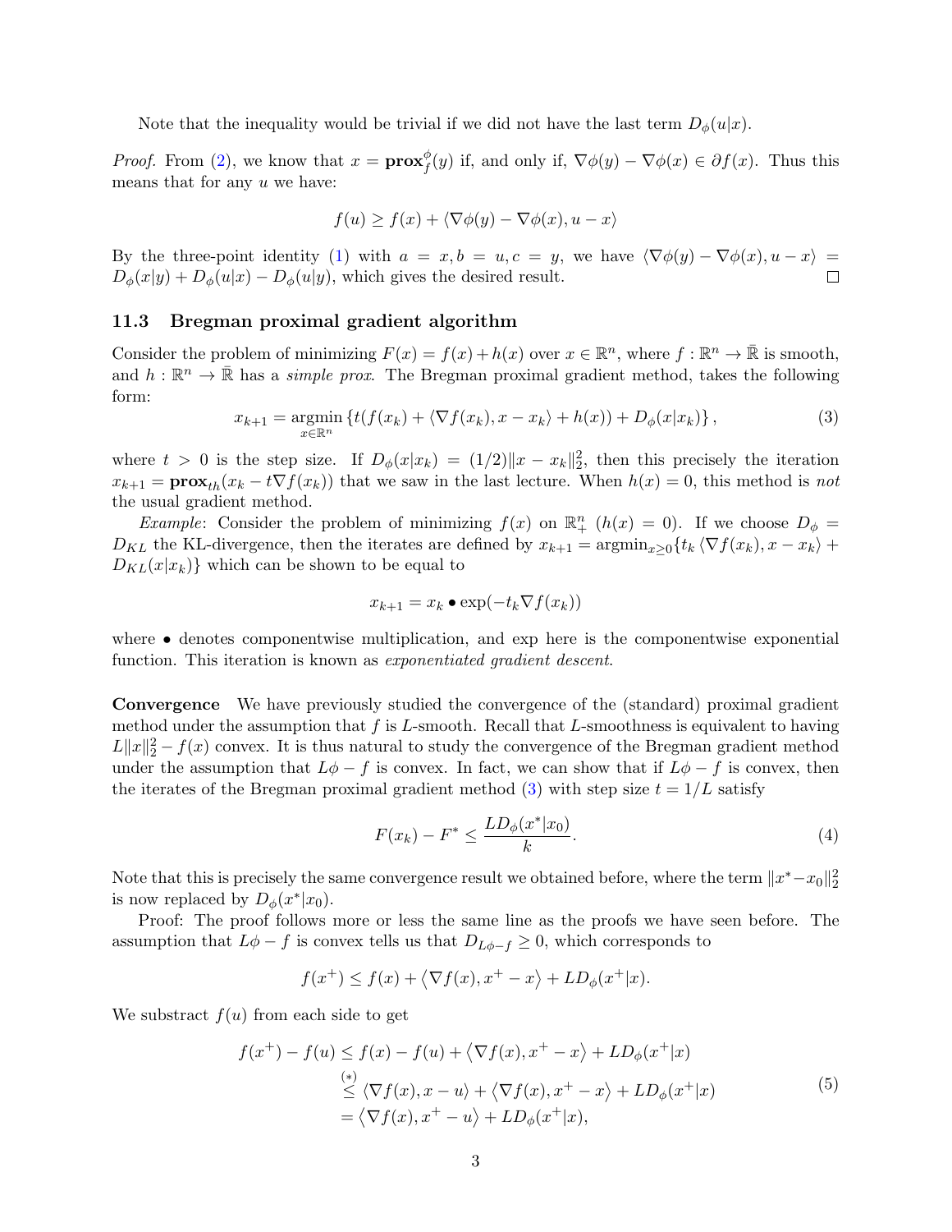Note that the inequality would be trivial if we did not have the last term $D_\phi(u|x)$.

*Proof.* From (2), we know that $x = \mathbf{prox}_f^\phi(y)$ if, and only if, $\nabla\phi(y) - \nabla\phi(x) \in \partial f(x)$. Thus this means that for any $u$ we have:

$$f(u) \geq f(x) + \langle \nabla\phi(y) - \nabla\phi(x), u - x \rangle$$

By the three-point identity (1) with $a = x, b = u, c = y$, we have $\langle \nabla\phi(y) - \nabla\phi(x), u - x\rangle = D_\phi(x|y) + D_\phi(u|x) - D_\phi(u|y)$, which gives the desired result. □

### 11.3 Bregman proximal gradient algorithm

Consider the problem of minimizing $F(x) = f(x) + h(x)$ over $x \in \mathbb{R}^n$, where $f : \mathbb{R}^n \to \bar{\mathbb{R}}$ is smooth, and $h : \mathbb{R}^n \to \bar{\mathbb{R}}$ has a *simple prox*. The Bregman proximal gradient method, takes the following form:

$$x_{k+1} = \operatorname*{argmin}_{x\in\mathbb{R}^n} \left\{ t(f(x_k) + \langle \nabla f(x_k), x - x_k\rangle + h(x)) + D_\phi(x|x_k) \right\}, \tag{3}$$

where $t > 0$ is the step size. If $D_\phi(x|x_k) = (1/2)\|x - x_k\|_2^2$, then this precisely the iteration $x_{k+1} = \mathbf{prox}_{th}(x_k - t\nabla f(x_k))$ that we saw in the last lecture. When $h(x) = 0$, this method is *not* the usual gradient method.

*Example*: Consider the problem of minimizing $f(x)$ on $\mathbb{R}_+^n$ ($h(x) = 0$). If we choose $D_\phi = D_{KL}$ the KL-divergence, then the iterates are defined by $x_{k+1} = \operatorname{argmin}_{x\geq 0}\{t_k \langle \nabla f(x_k), x - x_k\rangle + D_{KL}(x|x_k)\}$ which can be shown to be equal to

$$x_{k+1} = x_k \bullet \exp(-t_k \nabla f(x_k))$$

where $\bullet$ denotes componentwise multiplication, and exp here is the componentwise exponential function. This iteration is known as *exponentiated gradient descent*.

**Convergence** We have previously studied the convergence of the (standard) proximal gradient method under the assumption that $f$ is $L$-smooth. Recall that $L$-smoothness is equivalent to having $L\|x\|_2^2 - f(x)$ convex. It is thus natural to study the convergence of the Bregman gradient method under the assumption that $L\phi - f$ is convex. In fact, we can show that if $L\phi - f$ is convex, then the iterates of the Bregman proximal gradient method (3) with step size $t = 1/L$ satisfy

$$F(x_k) - F^* \leq \frac{L D_\phi(x^*|x_0)}{k}. \tag{4}$$

Note that this is precisely the same convergence result we obtained before, where the term $\|x^* - x_0\|_2^2$ is now replaced by $D_\phi(x^*|x_0)$.

Proof: The proof follows more or less the same line as the proofs we have seen before. The assumption that $L\phi - f$ is convex tells us that $D_{L\phi - f} \geq 0$, which corresponds to

$$f(x^+) \leq f(x) + \langle \nabla f(x), x^+ - x\rangle + L D_\phi(x^+|x).$$

We substract $f(u)$ from each side to get

$$\begin{aligned} f(x^+) - f(u) &\leq f(x) - f(u) + \langle \nabla f(x), x^+ - x\rangle + L D_\phi(x^+|x) \\ &\overset{(*)}{\leq} \langle \nabla f(x), x - u\rangle + \langle \nabla f(x), x^+ - x\rangle + L D_\phi(x^+|x) \\ &= \langle \nabla f(x), x^+ - u\rangle + L D_\phi(x^+|x), \end{aligned} \tag{5}$$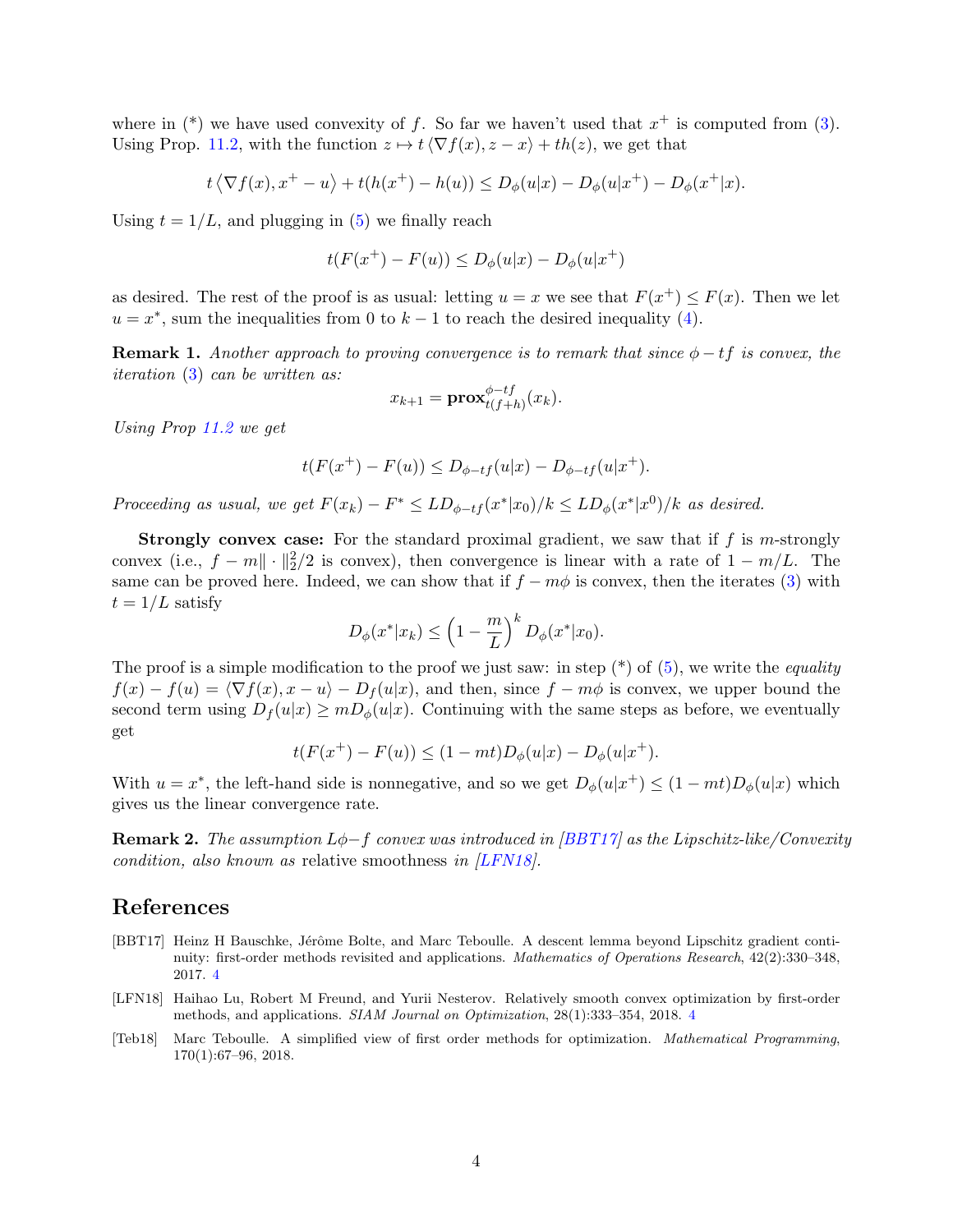where in (*) we have used convexity of $f$. So far we haven't used that $x^+$ is computed from (3). Using Prop. 11.2, with the function $z \mapsto t\langle \nabla f(x), z - x\rangle + th(z)$, we get that

$$t\langle \nabla f(x), x^+ - u\rangle + t(h(x^+) - h(u)) \leq D_\phi(u|x) - D_\phi(u|x^+) - D_\phi(x^+|x).$$

Using $t = 1/L$, and plugging in (5) we finally reach

$$t(F(x^+) - F(u)) \leq D_\phi(u|x) - D_\phi(u|x^+)$$

as desired. The rest of the proof is as usual: letting $u = x$ we see that $F(x^+) \leq F(x)$. Then we let $u = x^*$, sum the inequalities from 0 to $k-1$ to reach the desired inequality (4).

**Remark 1.** *Another approach to proving convergence is to remark that since $\phi - tf$ is convex, the iteration (3) can be written as:*

$$x_{k+1} = \mathbf{prox}^{\phi - tf}_{t(f+h)}(x_k).$$

*Using Prop 11.2 we get*

$$t(F(x^+) - F(u)) \leq D_{\phi - tf}(u|x) - D_{\phi - tf}(u|x^+).$$

*Proceeding as usual, we get $F(x_k) - F^* \leq LD_{\phi - tf}(x^*|x_0)/k \leq LD_\phi(x^*|x^0)/k$ as desired.*

**Strongly convex case:** For the standard proximal gradient, we saw that if $f$ is $m$-strongly convex (i.e., $f - m\|\cdot\|_2^2/2$ is convex), then convergence is linear with a rate of $1 - m/L$. The same can be proved here. Indeed, we can show that if $f - m\phi$ is convex, then the iterates (3) with $t = 1/L$ satisfy

$$D_\phi(x^*|x_k) \leq \left(1 - \frac{m}{L}\right)^k D_\phi(x^*|x_0).$$

The proof is a simple modification to the proof we just saw: in step (*) of (5), we write the *equality* $f(x) - f(u) = \langle \nabla f(x), x - u\rangle - D_f(u|x)$, and then, since $f - m\phi$ is convex, we upper bound the second term using $D_f(u|x) \geq mD_\phi(u|x)$. Continuing with the same steps as before, we eventually get

$$t(F(x^+) - F(u)) \leq (1 - mt)D_\phi(u|x) - D_\phi(u|x^+).$$

With $u = x^*$, the left-hand side is nonnegative, and so we get $D_\phi(u|x^+) \leq (1 - mt)D_\phi(u|x)$ which gives us the linear convergence rate.

**Remark 2.** *The assumption $L\phi - f$ convex was introduced in [BBT17] as the Lipschitz-like/Convexity condition, also known as* relative smoothness *in [LFN18].*

## References

[BBT17] Heinz H Bauschke, Jérôme Bolte, and Marc Teboulle. A descent lemma beyond Lipschitz gradient continuity: first-order methods revisited and applications. *Mathematics of Operations Research*, 42(2):330–348, 2017. 4

[LFN18] Haihao Lu, Robert M Freund, and Yurii Nesterov. Relatively smooth convex optimization by first-order methods, and applications. *SIAM Journal on Optimization*, 28(1):333–354, 2018. 4

[Teb18] Marc Teboulle. A simplified view of first order methods for optimization. *Mathematical Programming*, 170(1):67–96, 2018.